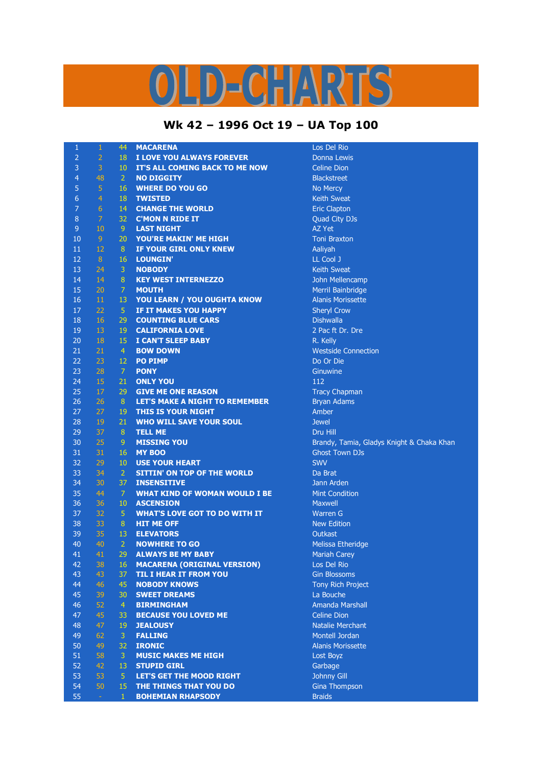# OLD-CHARTS

## Wk 42 – 1996 Oct 19 – UA Top 100

| | | | | |
|---|---|---|---|---|
| 1 | 1 | 44 | **MACARENA** | Los Del Rio |
| 2 | 2 | 18 | **I LOVE YOU ALWAYS FOREVER** | Donna Lewis |
| 3 | 3 | 10 | **IT'S ALL COMING BACK TO ME NOW** | Celine Dion |
| 4 | 48 | 2 | **NO DIGGITY** | Blackstreet |
| 5 | 5 | 16 | **WHERE DO YOU GO** | No Mercy |
| 6 | 4 | 18 | **TWISTED** | Keith Sweat |
| 7 | 6 | 14 | **CHANGE THE WORLD** | Eric Clapton |
| 8 | 7 | 32 | **C'MON N RIDE IT** | Quad City DJs |
| 9 | 10 | 9 | **LAST NIGHT** | AZ Yet |
| 10 | 9 | 20 | **YOU'RE MAKIN' ME HIGH** | Toni Braxton |
| 11 | 12 | 8 | **IF YOUR GIRL ONLY KNEW** | Aaliyah |
| 12 | 8 | 16 | **LOUNGIN'** | LL Cool J |
| 13 | 24 | 3 | **NOBODY** | Keith Sweat |
| 14 | 14 | 8 | **KEY WEST INTERNEZZO** | John Mellencamp |
| 15 | 20 | 7 | **MOUTH** | Merril Bainbridge |
| 16 | 11 | 13 | **YOU LEARN / YOU OUGHTA KNOW** | Alanis Morissette |
| 17 | 22 | 5 | **IF IT MAKES YOU HAPPY** | Sheryl Crow |
| 18 | 16 | 29 | **COUNTING BLUE CARS** | Dishwalla |
| 19 | 13 | 19 | **CALIFORNIA LOVE** | 2 Pac ft Dr. Dre |
| 20 | 18 | 15 | **I CAN'T SLEEP BABY** | R. Kelly |
| 21 | 21 | 4 | **BOW DOWN** | Westside Connection |
| 22 | 23 | 12 | **PO PIMP** | Do Or Die |
| 23 | 28 | 7 | **PONY** | Ginuwine |
| 24 | 15 | 21 | **ONLY YOU** | 112 |
| 25 | 17 | 29 | **GIVE ME ONE REASON** | Tracy Chapman |
| 26 | 26 | 8 | **LET'S MAKE A NIGHT TO REMEMBER** | Bryan Adams |
| 27 | 27 | 19 | **THIS IS YOUR NIGHT** | Amber |
| 28 | 19 | 21 | **WHO WILL SAVE YOUR SOUL** | Jewel |
| 29 | 37 | 8 | **TELL ME** | Dru Hill |
| 30 | 25 | 9 | **MISSING YOU** | Brandy, Tamia, Gladys Knight & Chaka Khan |
| 31 | 31 | 16 | **MY BOO** | Ghost Town DJs |
| 32 | 29 | 10 | **USE YOUR HEART** | SWV |
| 33 | 34 | 2 | **SITTIN' ON TOP OF THE WORLD** | Da Brat |
| 34 | 30 | 37 | **INSENSITIVE** | Jann Arden |
| 35 | 44 | 7 | **WHAT KIND OF WOMAN WOULD I BE** | Mint Condition |
| 36 | 36 | 10 | **ASCENSION** | Maxwell |
| 37 | 32 | 5 | **WHAT'S LOVE GOT TO DO WITH IT** | Warren G |
| 38 | 33 | 8 | **HIT ME OFF** | New Edition |
| 39 | 35 | 13 | **ELEVATORS** | Outkast |
| 40 | 40 | 2 | **NOWHERE TO GO** | Melissa Etheridge |
| 41 | 41 | 29 | **ALWAYS BE MY BABY** | Mariah Carey |
| 42 | 38 | 16 | **MACARENA (ORIGINAL VERSION)** | Los Del Rio |
| 43 | 43 | 37 | **TIL I HEAR IT FROM YOU** | Gin Blossoms |
| 44 | 46 | 45 | **NOBODY KNOWS** | Tony Rich Project |
| 45 | 39 | 30 | **SWEET DREAMS** | La Bouche |
| 46 | 52 | 4 | **BIRMINGHAM** | Amanda Marshall |
| 47 | 45 | 33 | **BECAUSE YOU LOVED ME** | Celine Dion |
| 48 | 47 | 19 | **JEALOUSY** | Natalie Merchant |
| 49 | 62 | 3 | **FALLING** | Montell Jordan |
| 50 | 49 | 32 | **IRONIC** | Alanis Morissette |
| 51 | 58 | 3 | **MUSIC MAKES ME HIGH** | Lost Boyz |
| 52 | 42 | 13 | **STUPID GIRL** | Garbage |
| 53 | 53 | 5 | **LET'S GET THE MOOD RIGHT** | Johnny Gill |
| 54 | 50 | 15 | **THE THINGS THAT YOU DO** | Gina Thompson |
| 55 | - | 1 | **BOHEMIAN RHAPSODY** | Braids |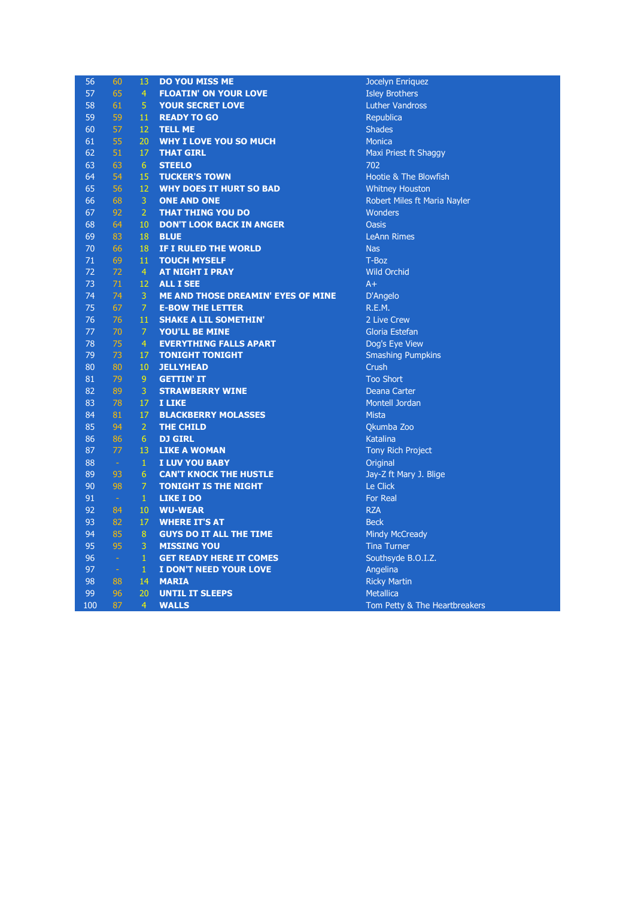| | | | | |
|---|---|---|---|---|
| 56 | 60 | 13 | DO YOU MISS ME | Jocelyn Enriquez |
| 57 | 65 | 4 | FLOATIN' ON YOUR LOVE | Isley Brothers |
| 58 | 61 | 5 | YOUR SECRET LOVE | Luther Vandross |
| 59 | 59 | 11 | READY TO GO | Republica |
| 60 | 57 | 12 | TELL ME | Shades |
| 61 | 55 | 20 | WHY I LOVE YOU SO MUCH | Monica |
| 62 | 51 | 17 | THAT GIRL | Maxi Priest ft Shaggy |
| 63 | 63 | 6 | STEELO | 702 |
| 64 | 54 | 15 | TUCKER'S TOWN | Hootie & The Blowfish |
| 65 | 56 | 12 | WHY DOES IT HURT SO BAD | Whitney Houston |
| 66 | 68 | 3 | ONE AND ONE | Robert Miles ft Maria Nayler |
| 67 | 92 | 2 | THAT THING YOU DO | Wonders |
| 68 | 64 | 10 | DON'T LOOK BACK IN ANGER | Oasis |
| 69 | 83 | 18 | BLUE | LeAnn Rimes |
| 70 | 66 | 18 | IF I RULED THE WORLD | Nas |
| 71 | 69 | 11 | TOUCH MYSELF | T-Boz |
| 72 | 72 | 4 | AT NIGHT I PRAY | Wild Orchid |
| 73 | 71 | 12 | ALL I SEE | A+ |
| 74 | 74 | 3 | ME AND THOSE DREAMIN' EYES OF MINE | D'Angelo |
| 75 | 67 | 7 | E-BOW THE LETTER | R.E.M. |
| 76 | 76 | 11 | SHAKE A LIL SOMETHIN' | 2 Live Crew |
| 77 | 70 | 7 | YOU'LL BE MINE | Gloria Estefan |
| 78 | 75 | 4 | EVERYTHING FALLS APART | Dog's Eye View |
| 79 | 73 | 17 | TONIGHT TONIGHT | Smashing Pumpkins |
| 80 | 80 | 10 | JELLYHEAD | Crush |
| 81 | 79 | 9 | GETTIN' IT | Too Short |
| 82 | 89 | 3 | STRAWBERRY WINE | Deana Carter |
| 83 | 78 | 17 | I LIKE | Montell Jordan |
| 84 | 81 | 17 | BLACKBERRY MOLASSES | Mista |
| 85 | 94 | 2 | THE CHILD | Qkumba Zoo |
| 86 | 86 | 6 | DJ GIRL | Katalina |
| 87 | 77 | 13 | LIKE A WOMAN | Tony Rich Project |
| 88 | - | 1 | I LUV YOU BABY | Original |
| 89 | 93 | 6 | CAN'T KNOCK THE HUSTLE | Jay-Z ft Mary J. Blige |
| 90 | 98 | 7 | TONIGHT IS THE NIGHT | Le Click |
| 91 | - | 1 | LIKE I DO | For Real |
| 92 | 84 | 10 | WU-WEAR | RZA |
| 93 | 82 | 17 | WHERE IT'S AT | Beck |
| 94 | 85 | 8 | GUYS DO IT ALL THE TIME | Mindy McCready |
| 95 | 95 | 3 | MISSING YOU | Tina Turner |
| 96 | - | 1 | GET READY HERE IT COMES | Southsyde B.O.I.Z. |
| 97 | - | 1 | I DON'T NEED YOUR LOVE | Angelina |
| 98 | 88 | 14 | MARIA | Ricky Martin |
| 99 | 96 | 20 | UNTIL IT SLEEPS | Metallica |
| 100 | 87 | 4 | WALLS | Tom Petty & The Heartbreakers |